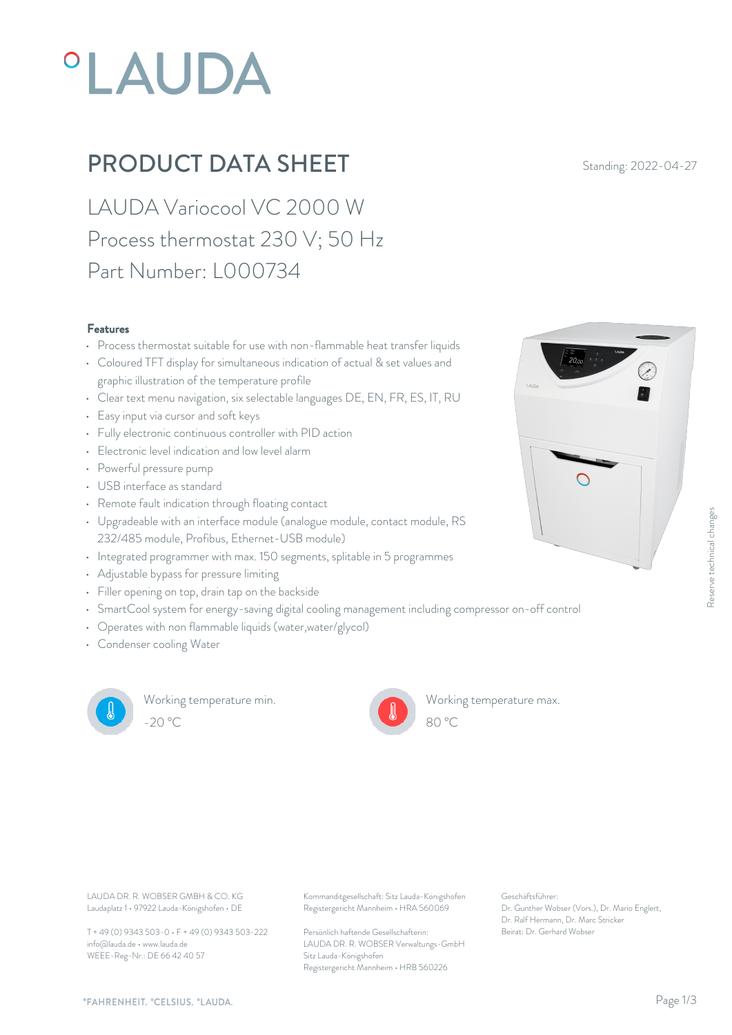# °LAUDA

## PRODUCT DATA SHEET

Standing: 2022-04-27

LAUDA Variocool VC 2000 W
Process thermostat 230 V; 50 Hz
Part Number: L000734

### Features

- Process thermostat suitable for use with non-flammable heat transfer liquids
- Coloured TFT display for simultaneous indication of actual & set values and graphic illustration of the temperature profile
- Clear text menu navigation, six selectable languages DE, EN, FR, ES, IT, RU
- Easy input via cursor and soft keys
- Fully electronic continuous controller with PID action
- Electronic level indication and low level alarm
- Powerful pressure pump
- USB interface as standard
- Remote fault indication through floating contact
- Upgradeable with an interface module (analogue module, contact module, RS 232/485 module, Profibus, Ethernet-USB module)
- Integrated programmer with max. 150 segments, splitable in 5 programmes
- Adjustable bypass for pressure limiting
- Filler opening on top, drain tap on the backside
- SmartCool system for energy-saving digital cooling management including compressor on-off control
- Operates with non flammable liquids (water,water/glycol)
- Condenser cooling Water

Working temperature min.
-20 °C

Working temperature max.
80 °C

Reserve technical changes

LAUDA DR. R. WOBSER GMBH & CO. KG
Laudaplatz 1 • 97922 Lauda-Königshofen • DE

T + 49 (0) 9343 503-0 • F + 49 (0) 9343 503-222
info@lauda.de • www.lauda.de
WEEE-Reg-Nr.: DE 66 42 40 57

Kommanditgesellschaft: Sitz Lauda-Königshofen
Registergericht Mannheim • HRA 560069

Persönlich haftende Gesellschafterin:
LAUDA DR. R. WOBSER Verwaltungs-GmbH
Sitz Lauda-Königshofen
Registergericht Mannheim • HRB 560226

Geschäftsführer:
Dr. Gunther Wobser (Vors.), Dr. Mario Englert, Dr. Ralf Hermann, Dr. Marc Stricker
Beirat: Dr. Gerhard Wobser

°FAHRENHEIT. °CELSIUS. °LAUDA.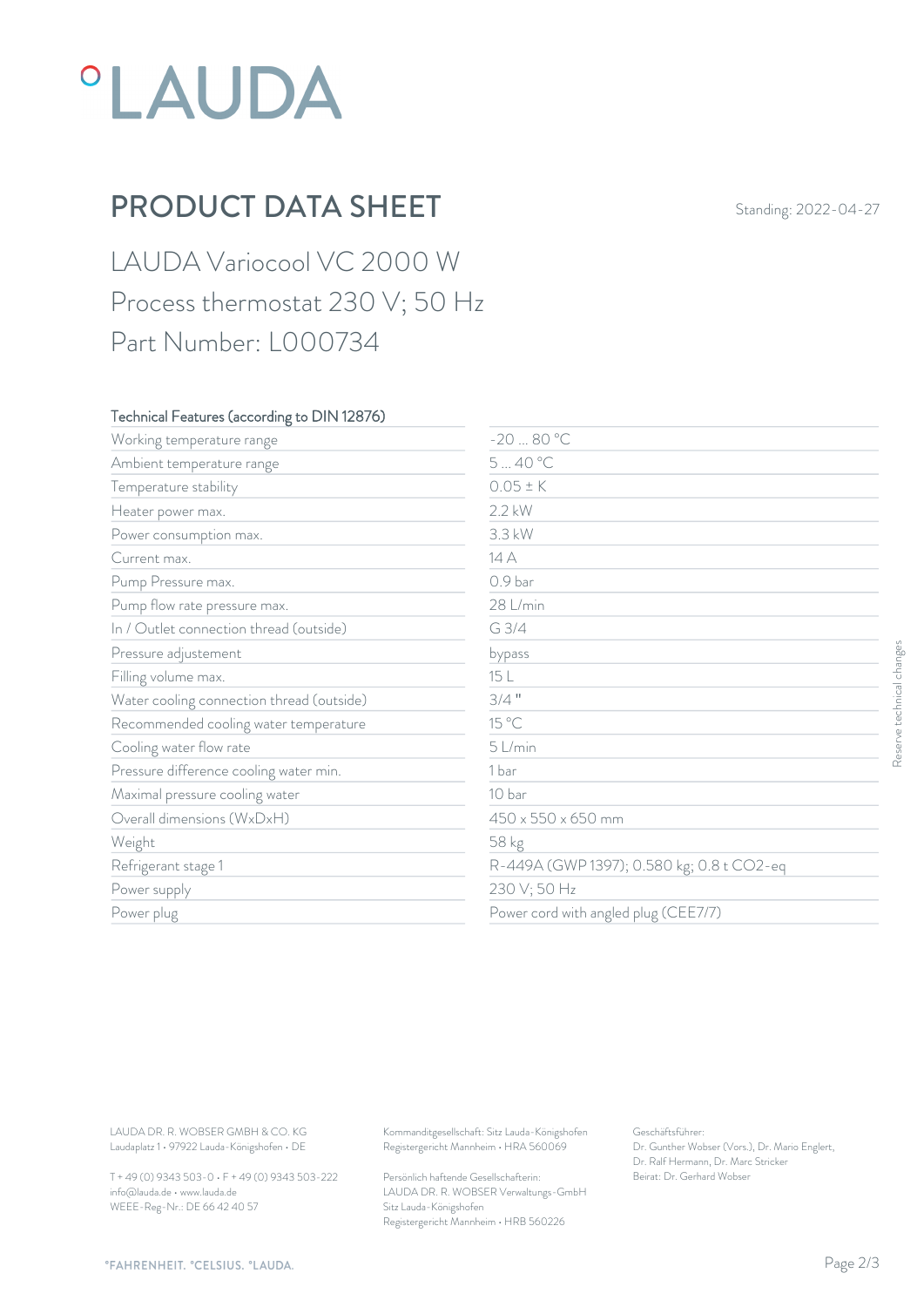# PRODUCT DATA SHEET

Standing: 2022-04-27

## LAUDA Variocool VC 2000 W
## Process thermostat 230 V; 50 Hz
## Part Number: L000734

| Technical Features (according to DIN 12876) | |
|---|---|
| Working temperature range | -20 ... 80 °C |
| Ambient temperature range | 5 ... 40 °C |
| Temperature stability | 0.05 ± K |
| Heater power max. | 2.2 kW |
| Power consumption max. | 3.3 kW |
| Current max. | 14 A |
| Pump Pressure max. | 0.9 bar |
| Pump flow rate pressure max. | 28 L/min |
| In / Outlet connection thread (outside) | G 3/4 |
| Pressure adjustement | bypass |
| Filling volume max. | 15 L |
| Water cooling connection thread (outside) | 3/4 " |
| Recommended cooling water temperature | 15 °C |
| Cooling water flow rate | 5 L/min |
| Pressure difference cooling water min. | 1 bar |
| Maximal pressure cooling water | 10 bar |
| Overall dimensions (WxDxH) | 450 x 550 x 650 mm |
| Weight | 58 kg |
| Refrigerant stage 1 | R-449A (GWP 1397); 0.580 kg; 0.8 t $CO_2$-eq |
| Power supply | 230 V; 50 Hz |
| Power plug | Power cord with angled plug (CEE7/7) |

Reserve technical changes

LAUDA DR. R. WOBSER GMBH & CO. KG
Laudaplatz 1 • 97922 Lauda-Königshofen • DE

T + 49 (0) 9343 503-0 • F + 49 (0) 9343 503-222
info@lauda.de • www.lauda.de
WEEE-Reg-Nr.: DE 66 42 40 57

Kommanditgesellschaft: Sitz Lauda-Königshofen
Registergericht Mannheim • HRA 560069

Persönlich haftende Gesellschafterin:
LAUDA DR. R. WOBSER Verwaltungs-GmbH
Sitz Lauda-Königshofen
Registergericht Mannheim • HRB 560226

Geschäftsführer:
Dr. Gunther Wobser (Vors.), Dr. Mario Englert, Dr. Ralf Hermann, Dr. Marc Stricker
Beirat: Dr. Gerhard Wobser

°FAHRENHEIT. °CELSIUS. °LAUDA.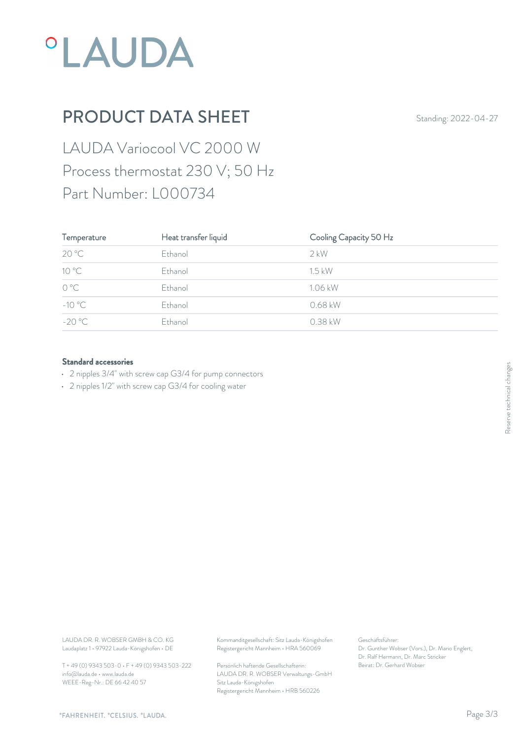# PRODUCT DATA SHEET

Standing: 2022-04-27

LAUDA Variocool VC 2000 W
Process thermostat 230 V; 50 Hz
Part Number: L000734

| Temperature | Heat transfer liquid | Cooling Capacity 50 Hz |
|---|---|---|
| 20 °C | Ethanol | 2 kW |
| 10 °C | Ethanol | 1.5 kW |
| 0 °C | Ethanol | 1.06 kW |
| -10 °C | Ethanol | 0.68 kW |
| -20 °C | Ethanol | 0.38 kW |

**Standard accessories**

- 2 nipples 3/4" with screw cap G3/4 for pump connectors
- 2 nipples 1/2" with screw cap G3/4 for cooling water

Reserve technical changes

LAUDA DR. R. WOBSER GMBH & CO. KG
Laudaplatz 1 • 97922 Lauda-Königshofen • DE

T + 49 (0) 9343 503-0 • F + 49 (0) 9343 503-222
info@lauda.de • www.lauda.de
WEEE-Reg-Nr.: DE 66 42 40 57

Kommanditgesellschaft: Sitz Lauda-Königshofen
Registergericht Mannheim • HRA 560069

Persönlich haftende Gesellschafterin:
LAUDA DR. R. WOBSER Verwaltungs-GmbH
Sitz Lauda-Königshofen
Registergericht Mannheim • HRB 560226

Geschäftsführer:
Dr. Gunther Wobser (Vors.), Dr. Mario Englert,
Dr. Ralf Hermann, Dr. Marc Stricker
Beirat: Dr. Gerhard Wobser

°FAHRENHEIT. °CELSIUS. °LAUDA.